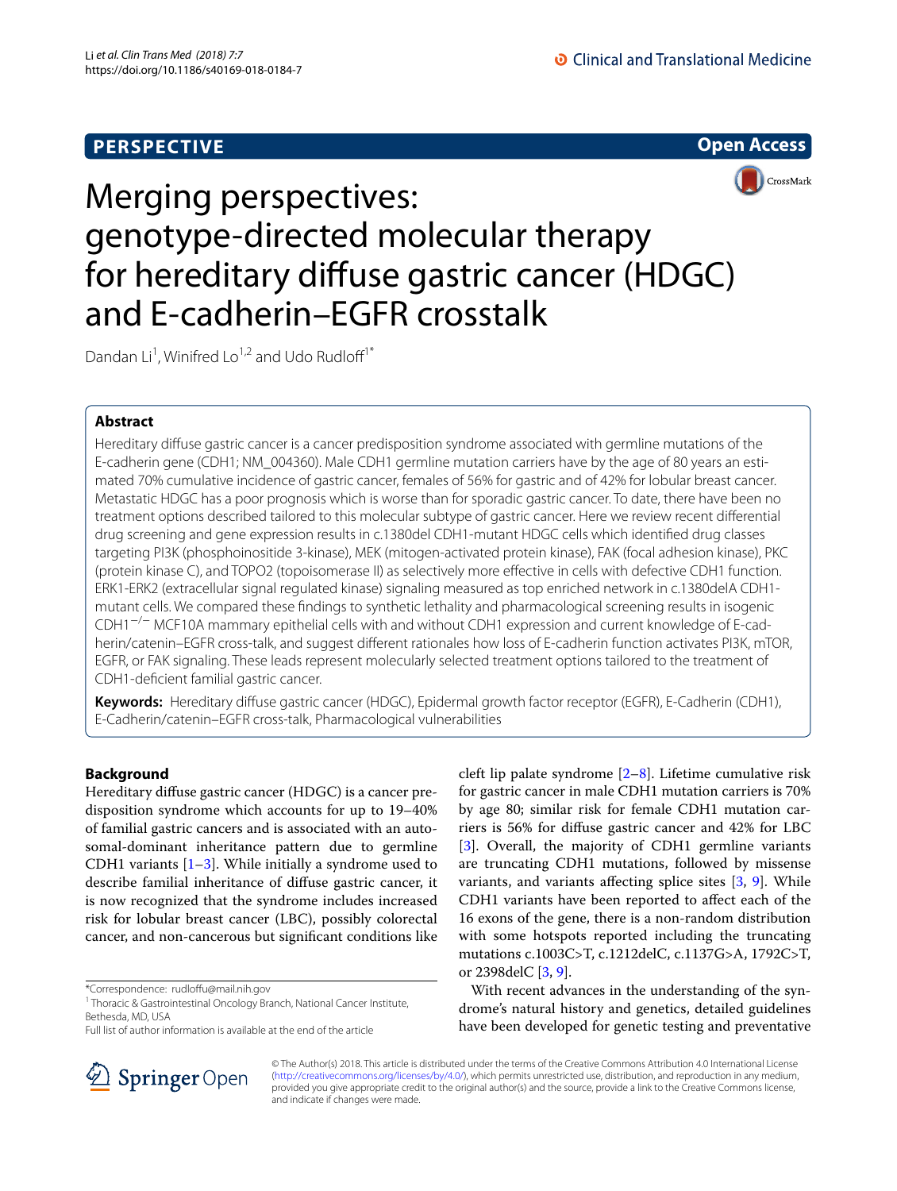**PERSPECTIVE**

**Open Access**

# Merging perspectives: genotype-directed molecular therapy for hereditary diffuse gastric cancer (HDGC) and E-cadherin–EGFR crosstalk

Dandan Li[1], Winifred Lo[1,2] and Udo Rudloff[1*]

## Abstract

Hereditary diffuse gastric cancer is a cancer predisposition syndrome associated with germline mutations of the E-cadherin gene (CDH1; NM_004360). Male CDH1 germline mutation carriers have by the age of 80 years an estimated 70% cumulative incidence of gastric cancer, females of 56% for gastric and of 42% for lobular breast cancer. Metastatic HDGC has a poor prognosis which is worse than for sporadic gastric cancer. To date, there have been no treatment options described tailored to this molecular subtype of gastric cancer. Here we review recent differential drug screening and gene expression results in c.1380del CDH1-mutant HDGC cells which identified drug classes targeting PI3K (phosphoinositide 3-kinase), MEK (mitogen-activated protein kinase), FAK (focal adhesion kinase), PKC (protein kinase C), and TOPO2 (topoisomerase II) as selectively more effective in cells with defective CDH1 function. ERK1-ERK2 (extracellular signal regulated kinase) signaling measured as top enriched network in c.1380delA CDH1-mutant cells. We compared these findings to synthetic lethality and pharmacological screening results in isogenic $CDH1^{-/-}$ MCF10A mammary epithelial cells with and without CDH1 expression and current knowledge of E-cadherin/catenin–EGFR cross-talk, and suggest different rationales how loss of E-cadherin function activates PI3K, mTOR, EGFR, or FAK signaling. These leads represent molecularly selected treatment options tailored to the treatment of CDH1-deficient familial gastric cancer.

**Keywords:** Hereditary diffuse gastric cancer (HDGC), Epidermal growth factor receptor (EGFR), E-Cadherin (CDH1), E-Cadherin/catenin–EGFR cross-talk, Pharmacological vulnerabilities

## Background

Hereditary diffuse gastric cancer (HDGC) is a cancer predisposition syndrome which accounts for up to 19–40% of familial gastric cancers and is associated with an autosomal-dominant inheritance pattern due to germline CDH1 variants [1–3]. While initially a syndrome used to describe familial inheritance of diffuse gastric cancer, it is now recognized that the syndrome includes increased risk for lobular breast cancer (LBC), possibly colorectal cancer, and non-cancerous but significant conditions like cleft lip palate syndrome [2–8]. Lifetime cumulative risk for gastric cancer in male CDH1 mutation carriers is 70% by age 80; similar risk for female CDH1 mutation carriers is 56% for diffuse gastric cancer and 42% for LBC [3]. Overall, the majority of CDH1 germline variants are truncating CDH1 mutations, followed by missense variants, and variants affecting splice sites [3, 9]. While CDH1 variants have been reported to affect each of the 16 exons of the gene, there is a non-random distribution with some hotspots reported including the truncating mutations c.1003C>T, c.1212delC, c.1137G>A, 1792C>T, or 2398delC [3, 9].

With recent advances in the understanding of the syndrome's natural history and genetics, detailed guidelines have been developed for genetic testing and preventative

*Correspondence: rudloffu@mail.nih.gov
[1] Thoracic & Gastrointestinal Oncology Branch, National Cancer Institute, Bethesda, MD, USA
Full list of author information is available at the end of the article

© The Author(s) 2018. This article is distributed under the terms of the Creative Commons Attribution 4.0 International License (http://creativecommons.org/licenses/by/4.0/), which permits unrestricted use, distribution, and reproduction in any medium, provided you give appropriate credit to the original author(s) and the source, provide a link to the Creative Commons license, and indicate if changes were made.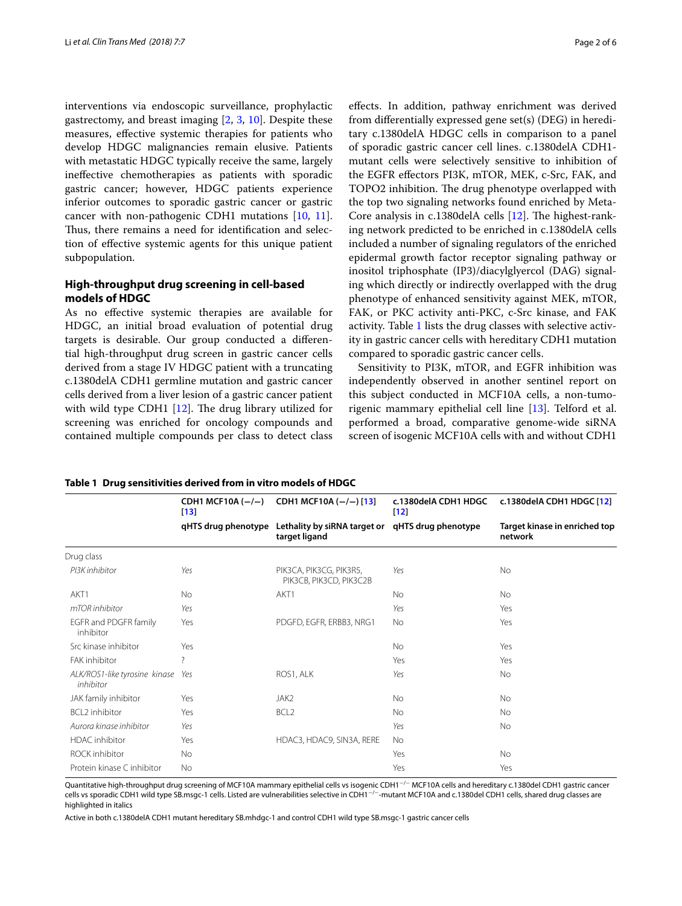interventions via endoscopic surveillance, prophylactic gastrectomy, and breast imaging [2, 3, 10]. Despite these measures, effective systemic therapies for patients who develop HDGC malignancies remain elusive. Patients with metastatic HDGC typically receive the same, largely ineffective chemotherapies as patients with sporadic gastric cancer; however, HDGC patients experience inferior outcomes to sporadic gastric cancer or gastric cancer with non-pathogenic CDH1 mutations [10, 11]. Thus, there remains a need for identification and selection of effective systemic agents for this unique patient subpopulation.

## High-throughput drug screening in cell-based models of HDGC

As no effective systemic therapies are available for HDGC, an initial broad evaluation of potential drug targets is desirable. Our group conducted a differential high-throughput drug screen in gastric cancer cells derived from a stage IV HDGC patient with a truncating c.1380delA CDH1 germline mutation and gastric cancer cells derived from a liver lesion of a gastric cancer patient with wild type CDH1 [12]. The drug library utilized for screening was enriched for oncology compounds and contained multiple compounds per class to detect class effects. In addition, pathway enrichment was derived from differentially expressed gene set(s) (DEG) in hereditary c.1380delA HDGC cells in comparison to a panel of sporadic gastric cancer cell lines. c.1380delA CDH1-mutant cells were selectively sensitive to inhibition of the EGFR effectors PI3K, mTOR, MEK, c-Src, FAK, and TOPO2 inhibition. The drug phenotype overlapped with the top two signaling networks found enriched by MetaCore analysis in c.1380delA cells [12]. The highest-ranking network predicted to be enriched in c.1380delA cells included a number of signaling regulators of the enriched epidermal growth factor receptor signaling pathway or inositol triphosphate (IP3)/diacylglyercol (DAG) signaling which directly or indirectly overlapped with the drug phenotype of enhanced sensitivity against MEK, mTOR, FAK, or PKC activity anti-PKC, c-Src kinase, and FAK activity. Table 1 lists the drug classes with selective activity in gastric cancer cells with hereditary CDH1 mutation compared to sporadic gastric cancer cells.

Sensitivity to PI3K, mTOR, and EGFR inhibition was independently observed in another sentinel report on this subject conducted in MCF10A cells, a non-tumorigenic mammary epithelial cell line [13]. Telford et al. performed a broad, comparative genome-wide siRNA screen of isogenic MCF10A cells with and without CDH1

**Table 1 Drug sensitivities derived from in vitro models of HDGC**

| | CDH1 MCF10A (−/−) [13] | CDH1 MCF10A (−/−) [13] | c.1380delA CDH1 HDGC [12] | c.1380delA CDH1 HDGC [12] |
|---|---|---|---|---|
| | qHTS drug phenotype | Lethality by siRNA target or target ligand | qHTS drug phenotype | Target kinase in enriched top network |
| Drug class | | | | |
| *PI3K inhibitor* | *Yes* | PIK3CA, PIK3CG, PIK3R5, PIK3CB, PIK3CD, PIK3C2B | *Yes* | No |
| AKT1 | No | AKT1 | No | No |
| *mTOR inhibitor* | *Yes* | | *Yes* | Yes |
| EGFR and PDGFR family inhibitor | Yes | PDGFD, EGFR, ERBB3, NRG1 | No | Yes |
| Src kinase inhibitor | Yes | | No | Yes |
| FAK inhibitor | ? | | Yes | Yes |
| *ALK/ROS1-like tyrosine kinase inhibitor* | *Yes* | ROS1, ALK | *Yes* | No |
| JAK family inhibitor | Yes | JAK2 | No | No |
| BCL2 inhibitor | Yes | BCL2 | No | No |
| *Aurora kinase inhibitor* | *Yes* | | *Yes* | No |
| HDAC inhibitor | Yes | HDAC3, HDAC9, SIN3A, RERE | No | |
| ROCK inhibitor | No | | Yes | No |
| Protein kinase C inhibitor | No | | Yes | Yes |

Quantitative high-throughput drug screening of MCF10A mammary epithelial cells vs isogenic CDH1$^{-/-}$ MCF10A cells and hereditary c.1380del CDH1 gastric cancer cells vs sporadic CDH1 wild type SB.msgc-1 cells. Listed are vulnerabilities selective in CDH1$^{-/-}$-mutant MCF10A and c.1380del CDH1 cells, shared drug classes are highlighted in italics

Active in both c.1380delA CDH1 mutant hereditary SB.mhdgc-1 and control CDH1 wild type SB.msgc-1 gastric cancer cells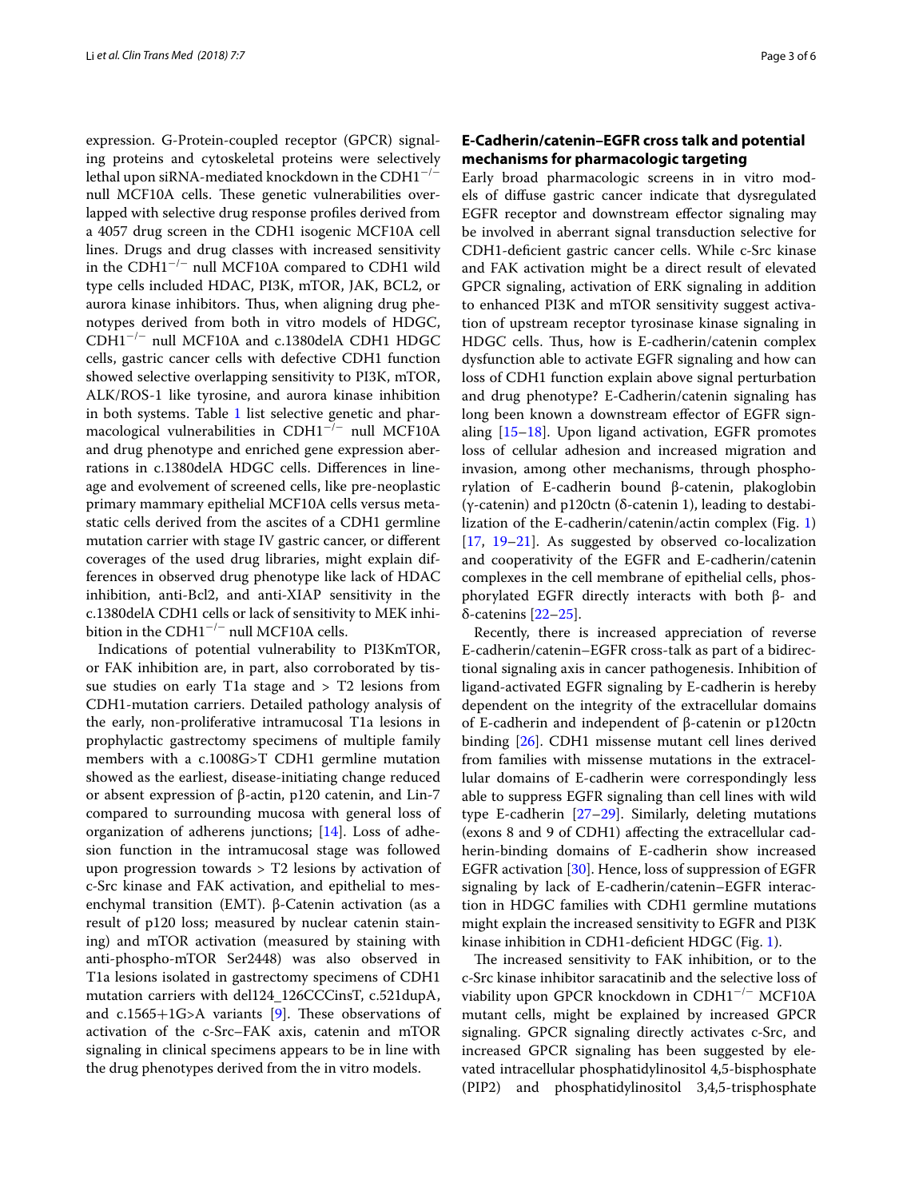expression. G-Protein-coupled receptor (GPCR) signaling proteins and cytoskeletal proteins were selectively lethal upon siRNA-mediated knockdown in the CDH1$^{-/-}$ null MCF10A cells. These genetic vulnerabilities overlapped with selective drug response profiles derived from a 4057 drug screen in the CDH1 isogenic MCF10A cell lines. Drugs and drug classes with increased sensitivity in the CDH1$^{-/-}$ null MCF10A compared to CDH1 wild type cells included HDAC, PI3K, mTOR, JAK, BCL2, or aurora kinase inhibitors. Thus, when aligning drug phenotypes derived from both in vitro models of HDGC, CDH1$^{-/-}$ null MCF10A and c.1380delA CDH1 HDGC cells, gastric cancer cells with defective CDH1 function showed selective overlapping sensitivity to PI3K, mTOR, ALK/ROS-1 like tyrosine, and aurora kinase inhibition in both systems. Table 1 list selective genetic and pharmacological vulnerabilities in CDH1$^{-/-}$ null MCF10A and drug phenotype and enriched gene expression aberrations in c.1380delA HDGC cells. Differences in lineage and evolvement of screened cells, like pre-neoplastic primary mammary epithelial MCF10A cells versus metastatic cells derived from the ascites of a CDH1 germline mutation carrier with stage IV gastric cancer, or different coverages of the used drug libraries, might explain differences in observed drug phenotype like lack of HDAC inhibition, anti-Bcl2, and anti-XIAP sensitivity in the c.1380delA CDH1 cells or lack of sensitivity to MEK inhibition in the CDH1$^{-/-}$ null MCF10A cells.

Indications of potential vulnerability to PI3KmTOR, or FAK inhibition are, in part, also corroborated by tissue studies on early T1a stage and > T2 lesions from CDH1-mutation carriers. Detailed pathology analysis of the early, non-proliferative intramucosal T1a lesions in prophylactic gastrectomy specimens of multiple family members with a c.1008G>T CDH1 germline mutation showed as the earliest, disease-initiating change reduced or absent expression of β-actin, p120 catenin, and Lin-7 compared to surrounding mucosa with general loss of organization of adherens junctions; [14]. Loss of adhesion function in the intramucosal stage was followed upon progression towards > T2 lesions by activation of c-Src kinase and FAK activation, and epithelial to mesenchymal transition (EMT). β-Catenin activation (as a result of p120 loss; measured by nuclear catenin staining) and mTOR activation (measured by staining with anti-phospho-mTOR Ser2448) was also observed in T1a lesions isolated in gastrectomy specimens of CDH1 mutation carriers with del124_126CCCinsT, c.521dupA, and c.1565+1G>A variants [9]. These observations of activation of the c-Src–FAK axis, catenin and mTOR signaling in clinical specimens appears to be in line with the drug phenotypes derived from the in vitro models.

## E-Cadherin/catenin–EGFR cross talk and potential mechanisms for pharmacologic targeting

Early broad pharmacologic screens in in vitro models of diffuse gastric cancer indicate that dysregulated EGFR receptor and downstream effector signaling may be involved in aberrant signal transduction selective for CDH1-deficient gastric cancer cells. While c-Src kinase and FAK activation might be a direct result of elevated GPCR signaling, activation of ERK signaling in addition to enhanced PI3K and mTOR sensitivity suggest activation of upstream receptor tyrosinase kinase signaling in HDGC cells. Thus, how is E-cadherin/catenin complex dysfunction able to activate EGFR signaling and how can loss of CDH1 function explain above signal perturbation and drug phenotype? E-Cadherin/catenin signaling has long been known a downstream effector of EGFR signaling [15–18]. Upon ligand activation, EGFR promotes loss of cellular adhesion and increased migration and invasion, among other mechanisms, through phosphorylation of E-cadherin bound β-catenin, plakoglobin (γ-catenin) and p120ctn (δ-catenin 1), leading to destabilization of the E-cadherin/catenin/actin complex (Fig. 1) [17, 19–21]. As suggested by observed co-localization and cooperativity of the EGFR and E-cadherin/catenin complexes in the cell membrane of epithelial cells, phosphorylated EGFR directly interacts with both β- and δ-catenins [22–25].

Recently, there is increased appreciation of reverse E-cadherin/catenin–EGFR cross-talk as part of a bidirectional signaling axis in cancer pathogenesis. Inhibition of ligand-activated EGFR signaling by E-cadherin is hereby dependent on the integrity of the extracellular domains of E-cadherin and independent of β-catenin or p120ctn binding [26]. CDH1 missense mutant cell lines derived from families with missense mutations in the extracellular domains of E-cadherin were correspondingly less able to suppress EGFR signaling than cell lines with wild type E-cadherin [27–29]. Similarly, deleting mutations (exons 8 and 9 of CDH1) affecting the extracellular cadherin-binding domains of E-cadherin show increased EGFR activation [30]. Hence, loss of suppression of EGFR signaling by lack of E-cadherin/catenin–EGFR interaction in HDGC families with CDH1 germline mutations might explain the increased sensitivity to EGFR and PI3K kinase inhibition in CDH1-deficient HDGC (Fig. 1).

The increased sensitivity to FAK inhibition, or to the c-Src kinase inhibitor saracatinib and the selective loss of viability upon GPCR knockdown in CDH1$^{-/-}$ MCF10A mutant cells, might be explained by increased GPCR signaling. GPCR signaling directly activates c-Src, and increased GPCR signaling has been suggested by elevated intracellular phosphatidylinositol 4,5-bisphosphate (PIP2) and phosphatidylinositol 3,4,5-trisphosphate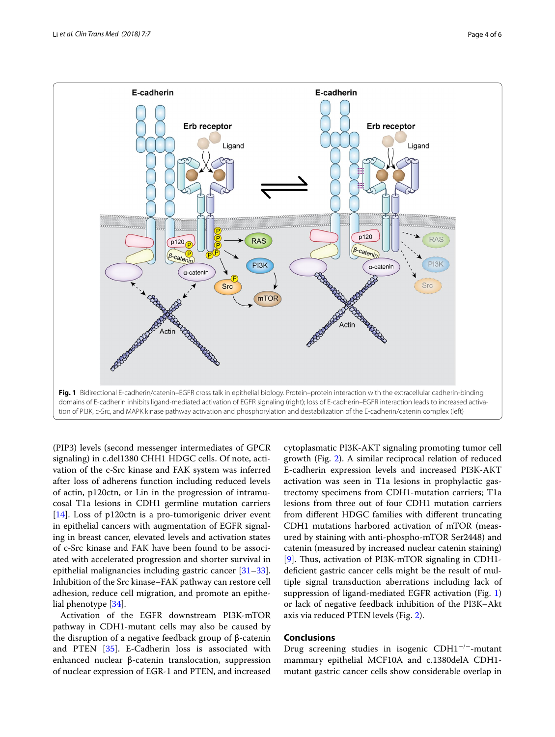**Fig. 1** Bidirectional E-cadherin/catenin–EGFR cross talk in epithelial biology. Protein–protein interaction with the extracellular cadherin-binding domains of E-cadherin inhibits ligand-mediated activation of EGFR signaling (right); loss of E-cadherin–EGFR interaction leads to increased activation of PI3K, c-Src, and MAPK kinase pathway activation and phosphorylation and destabilization of the E-cadherin/catenin complex (left)

(PIP3) levels (second messenger intermediates of GPCR signaling) in c.del1380 CHH1 HDGC cells. Of note, activation of the c-Src kinase and FAK system was inferred after loss of adherens function including reduced levels of actin, p120ctn, or Lin in the progression of intramucosal T1a lesions in CDH1 germline mutation carriers [14]. Loss of p120ctn is a pro-tumorigenic driver event in epithelial cancers with augmentation of EGFR signaling in breast cancer, elevated levels and activation states of c-Src kinase and FAK have been found to be associated with accelerated progression and shorter survival in epithelial malignancies including gastric cancer [31–33]. Inhibition of the Src kinase–FAK pathway can restore cell adhesion, reduce cell migration, and promote an epithelial phenotype [34].

Activation of the EGFR downstream PI3K-mTOR pathway in CDH1-mutant cells may also be caused by the disruption of a negative feedback group of β-catenin and PTEN [35]. E-Cadherin loss is associated with enhanced nuclear β-catenin translocation, suppression of nuclear expression of EGR-1 and PTEN, and increased cytoplasmatic PI3K-AKT signaling promoting tumor cell growth (Fig. 2). A similar reciprocal relation of reduced E-cadherin expression levels and increased PI3K-AKT activation was seen in T1a lesions in prophylactic gastrectomy specimens from CDH1-mutation carriers; T1a lesions from three out of four CDH1 mutation carriers from different HDGC families with different truncating CDH1 mutations harbored activation of mTOR (measured by staining with anti-phospho-mTOR Ser2448) and catenin (measured by increased nuclear catenin staining) [9]. Thus, activation of PI3K-mTOR signaling in CDH1-deficient gastric cancer cells might be the result of multiple signal transduction aberrations including lack of suppression of ligand-mediated EGFR activation (Fig. 1) or lack of negative feedback inhibition of the PI3K–Akt axis via reduced PTEN levels (Fig. 2).

## Conclusions

Drug screening studies in isogenic $CDH1^{-/-}$-mutant mammary epithelial MCF10A and c.1380delA CDH1-mutant gastric cancer cells show considerable overlap in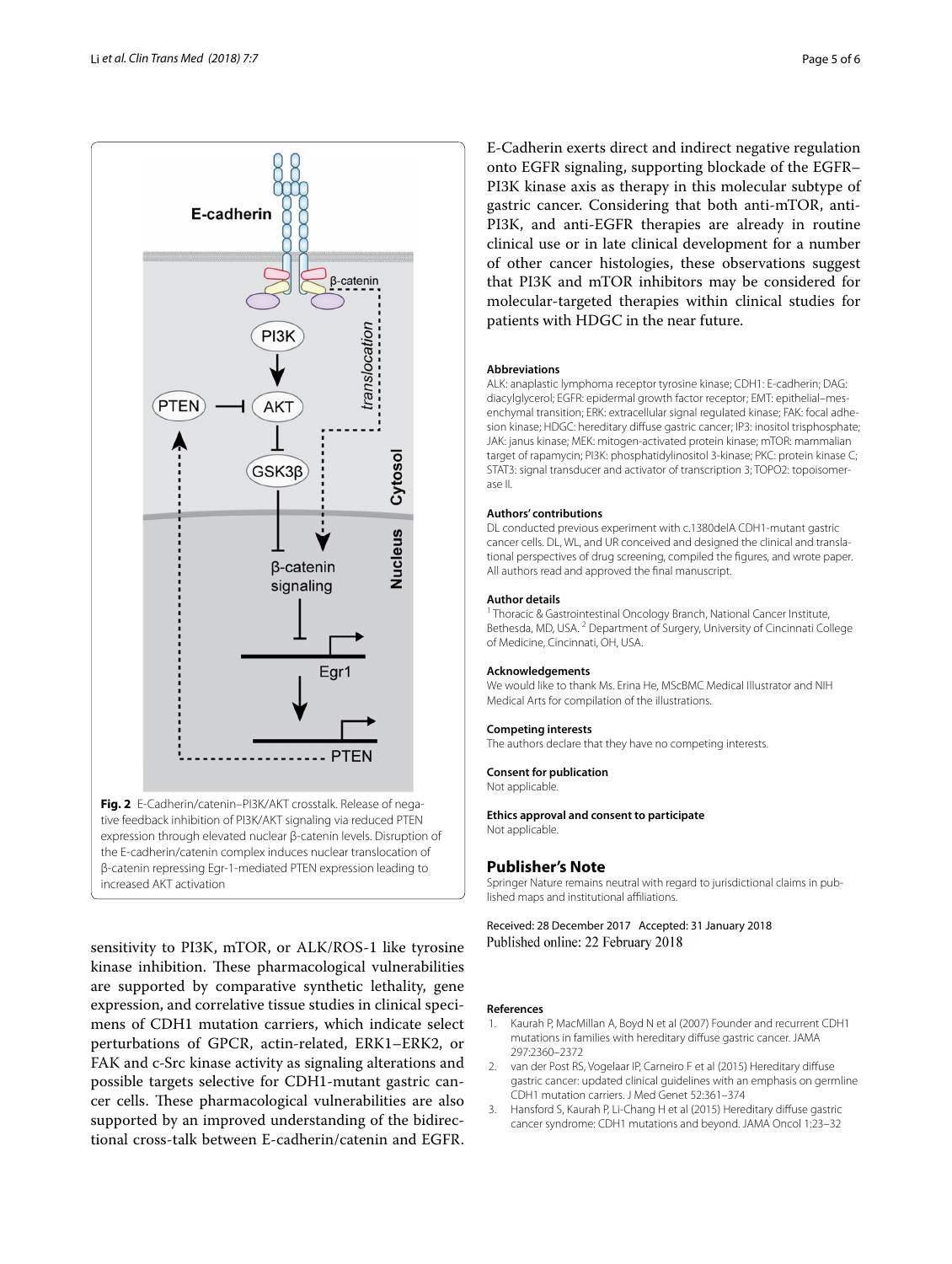Fig. 2 E-Cadherin/catenin–PI3K/AKT crosstalk. Release of negative feedback inhibition of PI3K/AKT signaling via reduced PTEN expression through elevated nuclear β-catenin levels. Disruption of the E-cadherin/catenin complex induces nuclear translocation of β-catenin repressing Egr-1-mediated PTEN expression leading to increased AKT activation

sensitivity to PI3K, mTOR, or ALK/ROS-1 like tyrosine kinase inhibition. These pharmacological vulnerabilities are supported by comparative synthetic lethality, gene expression, and correlative tissue studies in clinical specimens of CDH1 mutation carriers, which indicate select perturbations of GPCR, actin-related, ERK1–ERK2, or FAK and c-Src kinase activity as signaling alterations and possible targets selective for CDH1-mutant gastric cancer cells. These pharmacological vulnerabilities are also supported by an improved understanding of the bidirectional cross-talk between E-cadherin/catenin and EGFR. E-Cadherin exerts direct and indirect negative regulation onto EGFR signaling, supporting blockade of the EGFR–PI3K kinase axis as therapy in this molecular subtype of gastric cancer. Considering that both anti-mTOR, anti-PI3K, and anti-EGFR therapies are already in routine clinical use or in late clinical development for a number of other cancer histologies, these observations suggest that PI3K and mTOR inhibitors may be considered for molecular-targeted therapies within clinical studies for patients with HDGC in the near future.

#### Abbreviations

ALK: anaplastic lymphoma receptor tyrosine kinase; CDH1: E-cadherin; DAG: diacylglycerol; EGFR: epidermal growth factor receptor; EMT: epithelial–mesenchymal transition; ERK: extracellular signal regulated kinase; FAK: focal adhesion kinase; HDGC: hereditary diffuse gastric cancer; IP3: inositol trisphosphate; JAK: janus kinase; MEK: mitogen-activated protein kinase; mTOR: mammalian target of rapamycin; PI3K: phosphatidylinositol 3-kinase; PKC: protein kinase C; STAT3: signal transducer and activator of transcription 3; TOPO2: topoisomerase II.

#### Authors' contributions

DL conducted previous experiment with c.1380delA CDH1-mutant gastric cancer cells. DL, WL, and UR conceived and designed the clinical and translational perspectives of drug screening, compiled the figures, and wrote paper. All authors read and approved the final manuscript.

#### Author details

[1] Thoracic & Gastrointestinal Oncology Branch, National Cancer Institute, Bethesda, MD, USA. [2] Department of Surgery, University of Cincinnati College of Medicine, Cincinnati, OH, USA.

#### Acknowledgements

We would like to thank Ms. Erina He, MScBMC Medical Illustrator and NIH Medical Arts for compilation of the illustrations.

#### Competing interests

The authors declare that they have no competing interests.

#### Consent for publication

Not applicable.

#### Ethics approval and consent to participate

Not applicable.

### Publisher's Note

Springer Nature remains neutral with regard to jurisdictional claims in published maps and institutional affiliations.

Received: 28 December 2017 Accepted: 31 January 2018
Published online: 22 February 2018

#### References

1. Kaurah P, MacMillan A, Boyd N et al (2007) Founder and recurrent CDH1 mutations in families with hereditary diffuse gastric cancer. JAMA 297:2360–2372
2. van der Post RS, Vogelaar IP, Carneiro F et al (2015) Hereditary diffuse gastric cancer: updated clinical guidelines with an emphasis on germline CDH1 mutation carriers. J Med Genet 52:361–374
3. Hansford S, Kaurah P, Li-Chang H et al (2015) Hereditary diffuse gastric cancer syndrome: CDH1 mutations and beyond. JAMA Oncol 1:23–32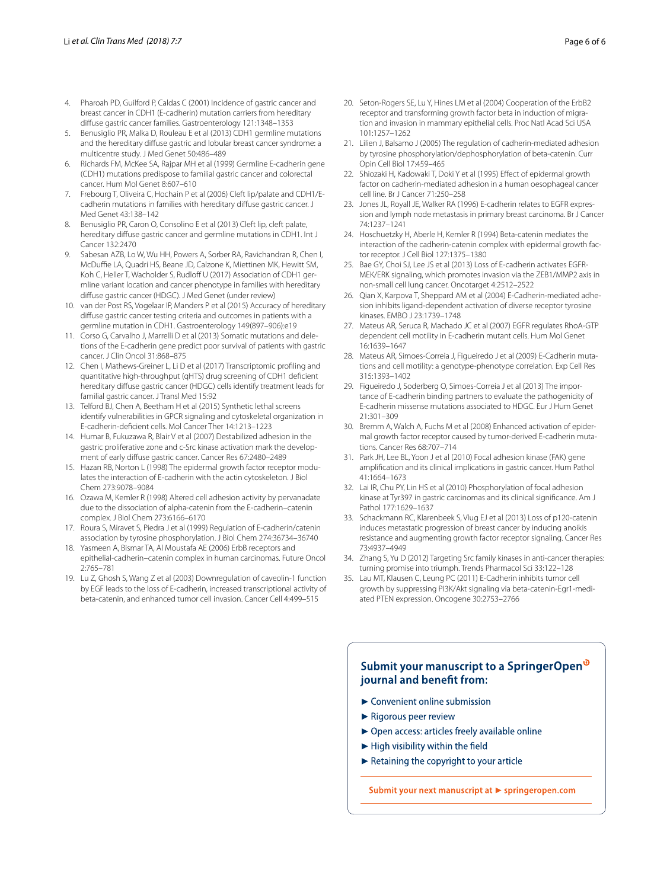4. Pharoah PD, Guilford P, Caldas C (2001) Incidence of gastric cancer and breast cancer in CDH1 (E-cadherin) mutation carriers from hereditary diffuse gastric cancer families. Gastroenterology 121:1348–1353
5. Benusiglio PR, Malka D, Rouleau E et al (2013) CDH1 germline mutations and the hereditary diffuse gastric and lobular breast cancer syndrome: a multicentre study. J Med Genet 50:486–489
6. Richards FM, McKee SA, Rajpar MH et al (1999) Germline E-cadherin gene (CDH1) mutations predispose to familial gastric cancer and colorectal cancer. Hum Mol Genet 8:607–610
7. Frebourg T, Oliveira C, Hochain P et al (2006) Cleft lip/palate and CDH1/E-cadherin mutations in families with hereditary diffuse gastric cancer. J Med Genet 43:138–142
8. Benusiglio PR, Caron O, Consolino E et al (2013) Cleft lip, cleft palate, hereditary diffuse gastric cancer and germline mutations in CDH1. Int J Cancer 132:2470
9. Sabesan AZB, Lo W, Wu HH, Powers A, Sorber RA, Ravichandran R, Chen I, McDuffie LA, Quadri HS, Beane JD, Calzone K, Miettinen MK, Hewitt SM, Koh C, Heller T, Wacholder S, Rudloff U (2017) Association of CDH1 germline variant location and cancer phenotype in families with hereditary diffuse gastric cancer (HDGC). J Med Genet (under review)
10. van der Post RS, Vogelaar IP, Manders P et al (2015) Accuracy of hereditary diffuse gastric cancer testing criteria and outcomes in patients with a germline mutation in CDH1. Gastroenterology 149(897–906):e19
11. Corso G, Carvalho J, Marrelli D et al (2013) Somatic mutations and deletions of the E-cadherin gene predict poor survival of patients with gastric cancer. J Clin Oncol 31:868–875
12. Chen I, Mathews-Greiner L, Li D et al (2017) Transcriptomic profiling and quantitative high-throughput (qHTS) drug screening of CDH1 deficient hereditary diffuse gastric cancer (HDGC) cells identify treatment leads for familial gastric cancer. J Transl Med 15:92
13. Telford BJ, Chen A, Beetham H et al (2015) Synthetic lethal screens identify vulnerabilities in GPCR signaling and cytoskeletal organization in E-cadherin-deficient cells. Mol Cancer Ther 14:1213–1223
14. Humar B, Fukuzawa R, Blair V et al (2007) Destabilized adhesion in the gastric proliferative zone and c-Src kinase activation mark the development of early diffuse gastric cancer. Cancer Res 67:2480–2489
15. Hazan RB, Norton L (1998) The epidermal growth factor receptor modulates the interaction of E-cadherin with the actin cytoskeleton. J Biol Chem 273:9078–9084
16. Ozawa M, Kemler R (1998) Altered cell adhesion activity by pervanadate due to the dissociation of alpha-catenin from the E-cadherin–catenin complex. J Biol Chem 273:6166–6170
17. Roura S, Miravet S, Piedra J et al (1999) Regulation of E-cadherin/catenin association by tyrosine phosphorylation. J Biol Chem 274:36734–36740
18. Yasmeen A, Bismar TA, Al Moustafa AE (2006) ErbB receptors and epithelial-cadherin–catenin complex in human carcinomas. Future Oncol 2:765–781
19. Lu Z, Ghosh S, Wang Z et al (2003) Downregulation of caveolin-1 function by EGF leads to the loss of E-cadherin, increased transcriptional activity of beta-catenin, and enhanced tumor cell invasion. Cancer Cell 4:499–515
20. Seton-Rogers SE, Lu Y, Hines LM et al (2004) Cooperation of the ErbB2 receptor and transforming growth factor beta in induction of migration and invasion in mammary epithelial cells. Proc Natl Acad Sci USA 101:1257–1262
21. Lilien J, Balsamo J (2005) The regulation of cadherin-mediated adhesion by tyrosine phosphorylation/dephosphorylation of beta-catenin. Curr Opin Cell Biol 17:459–465
22. Shiozaki H, Kadowaki T, Doki Y et al (1995) Effect of epidermal growth factor on cadherin-mediated adhesion in a human oesophageal cancer cell line. Br J Cancer 71:250–258
23. Jones JL, Royall JE, Walker RA (1996) E-cadherin relates to EGFR expression and lymph node metastasis in primary breast carcinoma. Br J Cancer 74:1237–1241
24. Hoschuetzky H, Aberle H, Kemler R (1994) Beta-catenin mediates the interaction of the cadherin-catenin complex with epidermal growth factor receptor. J Cell Biol 127:1375–1380
25. Bae GY, Choi SJ, Lee JS et al (2013) Loss of E-cadherin activates EGFR-MEK/ERK signaling, which promotes invasion via the ZEB1/MMP2 axis in non-small cell lung cancer. Oncotarget 4:2512–2522
26. Qian X, Karpova T, Sheppard AM et al (2004) E-cadherin-mediated adhesion inhibits ligand-dependent activation of diverse receptor tyrosine kinases. EMBO J 23:1739–1748
27. Mateus AR, Seruca R, Machado JC et al (2007) EGFR regulates RhoA-GTP dependent cell motility in E-cadherin mutant cells. Hum Mol Genet 16:1639–1647
28. Mateus AR, Simoes-Correia J, Figueiredo J et al (2009) E-Cadherin mutations and cell motility: a genotype-phenotype correlation. Exp Cell Res 315:1393–1402
29. Figueiredo J, Soderberg O, Simoes-Correia J et al (2013) The importance of E-cadherin binding partners to evaluate the pathogenicity of E-cadherin missense mutations associated to HDGC. Eur J Hum Genet 21:301–309
30. Bremm A, Walch A, Fuchs M et al (2008) Enhanced activation of epidermal growth factor receptor caused by tumor-derived E-cadherin mutations. Cancer Res 68:707–714
31. Park JH, Lee BL, Yoon J et al (2010) Focal adhesion kinase (FAK) gene amplification and its clinical implications in gastric cancer. Hum Pathol 41:1664–1673
32. Lai IR, Chu PY, Lin HS et al (2010) Phosphorylation of focal adhesion kinase at Tyr397 in gastric carcinomas and its clinical significance. Am J Pathol 177:1629–1637
33. Schackmann RC, Klarenbeek S, Vlug EJ et al (2013) Loss of p120-catenin induces metastatic progression of breast cancer by inducing anoikis resistance and augmenting growth factor receptor signaling. Cancer Res 73:4937–4949
34. Zhang S, Yu D (2012) Targeting Src family kinases in anti-cancer therapies: turning promise into triumph. Trends Pharmacol Sci 33:122–128
35. Lau MT, Klausen C, Leung PC (2011) E-Cadherin inhibits tumor cell growth by suppressing PI3K/Akt signaling via beta-catenin-Egr1-mediated PTEN expression. Oncogene 30:2753–2766

**Submit your manuscript to a SpringerOpen journal and benefit from:**

- ► Convenient online submission
- ► Rigorous peer review
- ► Open access: articles freely available online
- ► High visibility within the field
- ► Retaining the copyright to your article

**Submit your next manuscript at ► springeropen.com**